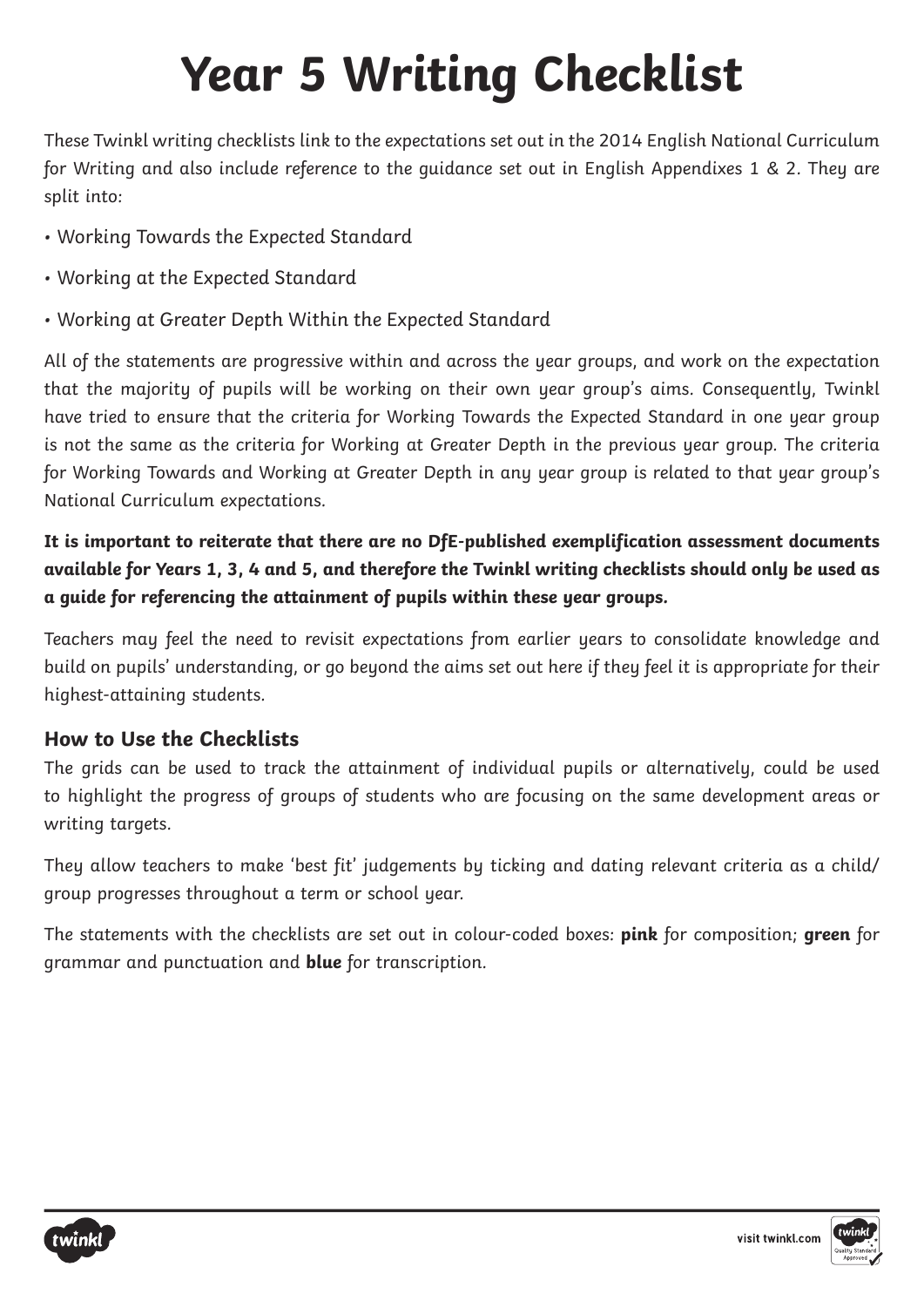# Year 5 Writing Checklist

These Twinkl writing checklists link to the expectations set out in the 2014 English National Curriculum for Writing and also include reference to the guidance set out in English Appendixes 1 & 2. They are split into:

- Working Towards the Expected Standard
- Working at the Expected Standard
- Working at Greater Depth Within the Expected Standard

All of the statements are progressive within and across the year groups, and work on the expectation that the majority of pupils will be working on their own year group's aims. Consequently, Twinkl have tried to ensure that the criteria for Working Towards the Expected Standard in one year group is not the same as the criteria for Working at Greater Depth in the previous year group. The criteria for Working Towards and Working at Greater Depth in any year group is related to that year group's National Curriculum expectations.

**It is important to reiterate that there are no DfE-published exemplification assessment documents available for Years 1, 3, 4 and 5, and therefore the Twinkl writing checklists should only be used as a guide for referencing the attainment of pupils within these year groups.**

Teachers may feel the need to revisit expectations from earlier years to consolidate knowledge and build on pupils' understanding, or go beyond the aims set out here if they feel it is appropriate for their highest-attaining students.

### How to Use the Checklists

The grids can be used to track the attainment of individual pupils or alternatively, could be used to highlight the progress of groups of students who are focusing on the same development areas or writing targets.

They allow teachers to make 'best fit' judgements by ticking and dating relevant criteria as a child/group progresses throughout a term or school year.

The statements with the checklists are set out in colour-coded boxes: **pink** for composition; **green** for grammar and punctuation and **blue** for transcription.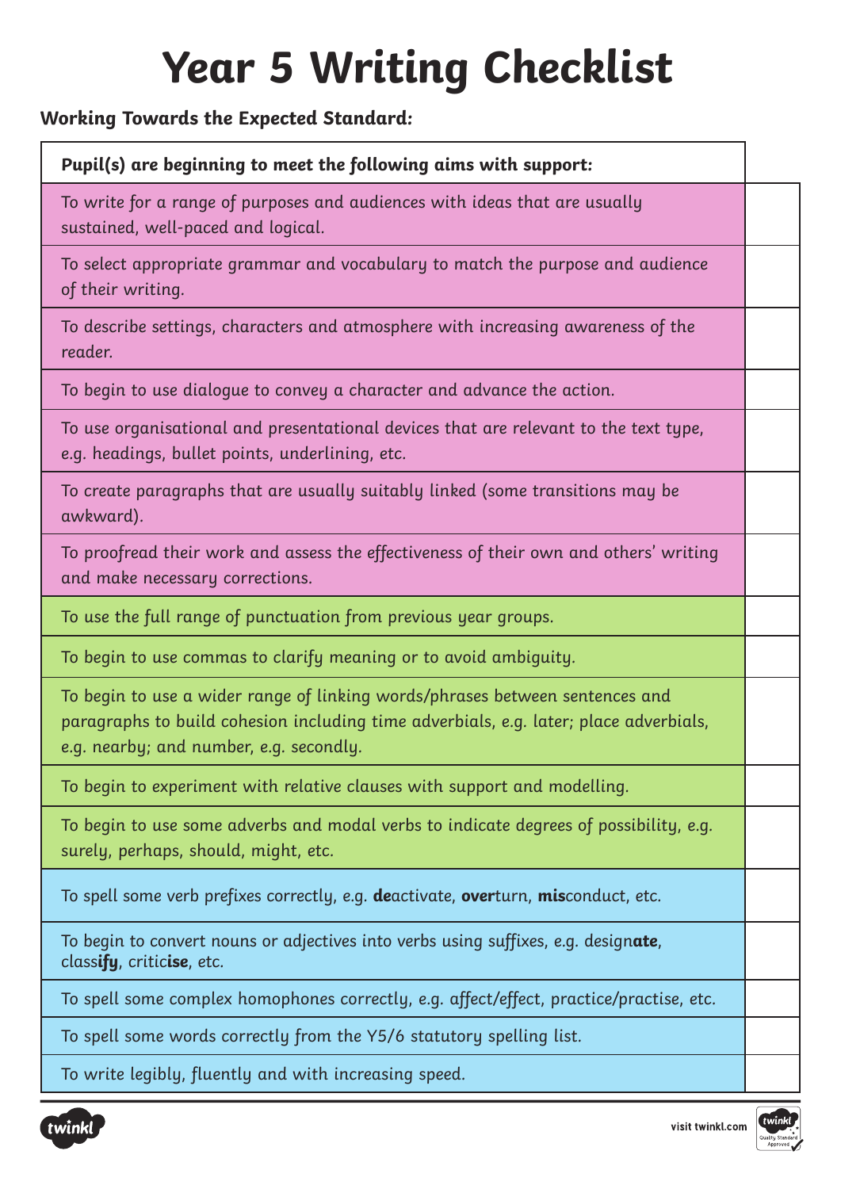# Year 5 Writing Checklist

**Working Towards the Expected Standard:**

| ***Pupil(s) are beginning to meet the following aims with support:*** | |
|---|---|
| To write for a range of purposes and audiences with ideas that are usually sustained, well-paced and logical. | |
| To select appropriate grammar and vocabulary to match the purpose and audience of their writing. | |
| To describe settings, characters and atmosphere with increasing awareness of the reader. | |
| To begin to use dialogue to convey a character and advance the action. | |
| To use organisational and presentational devices that are relevant to the text type, e.g. headings, bullet points, underlining, etc. | |
| To create paragraphs that are usually suitably linked (some transitions may be awkward). | |
| To proofread their work and assess the effectiveness of their own and others' writing and make necessary corrections. | |
| To use the full range of punctuation from previous year groups. | |
| To begin to use commas to clarify meaning or to avoid ambiguity. | |
| To begin to use a wider range of linking words/phrases between sentences and paragraphs to build cohesion including time adverbials, e.g. later; place adverbials, e.g. nearby; and number, e.g. secondly. | |
| To begin to experiment with relative clauses with support and modelling. | |
| To begin to use some adverbs and modal verbs to indicate degrees of possibility, e.g. surely, perhaps, should, might, etc. | |
| To spell some verb prefixes correctly, e.g. **de**activate, **over**turn, **mis**conduct, etc. | |
| To begin to convert nouns or adjectives into verbs using suffixes, e.g. design**ate**, class**ify**, critic**ise**, etc. | |
| To spell some complex homophones correctly, e.g. affect/effect, practice/practise, etc. | |
| To spell some words correctly from the Y5/6 statutory spelling list. | |
| To write legibly, fluently and with increasing speed. | |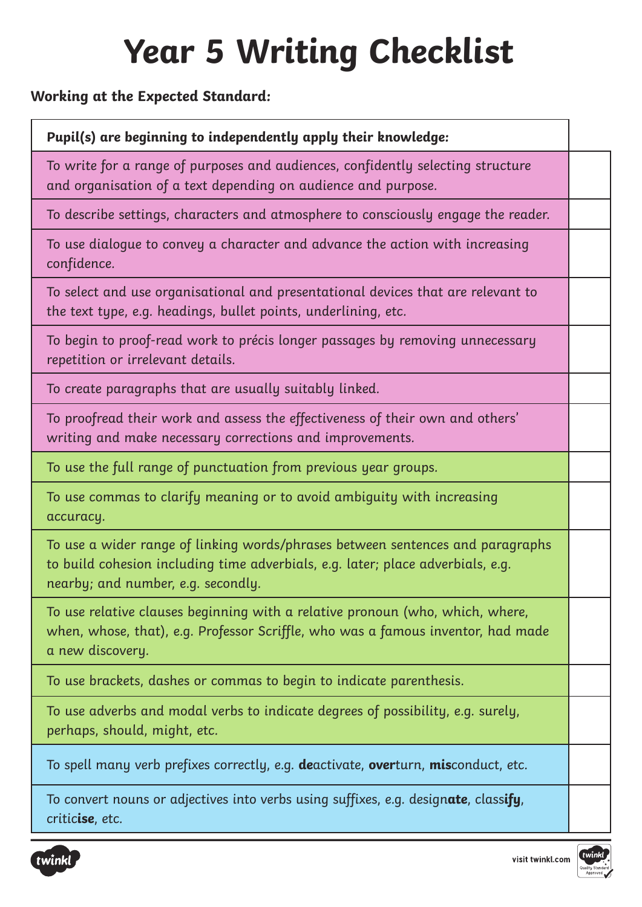# Year 5 Writing Checklist

**Working at the Expected Standard:**

| **Pupil(s) are beginning to independently apply their knowledge:** | |
|---|---|
| To write for a range of purposes and audiences, confidently selecting structure and organisation of a text depending on audience and purpose. | |
| To describe settings, characters and atmosphere to consciously engage the reader. | |
| To use dialogue to convey a character and advance the action with increasing confidence. | |
| To select and use organisational and presentational devices that are relevant to the text type, e.g. headings, bullet points, underlining, etc. | |
| To begin to proof-read work to précis longer passages by removing unnecessary repetition or irrelevant details. | |
| To create paragraphs that are usually suitably linked. | |
| To proofread their work and assess the effectiveness of their own and others' writing and make necessary corrections and improvements. | |
| To use the full range of punctuation from previous year groups. | |
| To use commas to clarify meaning or to avoid ambiguity with increasing accuracy. | |
| To use a wider range of linking words/phrases between sentences and paragraphs to build cohesion including time adverbials, e.g. later; place adverbials, e.g. nearby; and number, e.g. secondly. | |
| To use relative clauses beginning with a relative pronoun (who, which, where, when, whose, that), e.g. Professor Scriffle, who was a famous inventor, had made a new discovery. | |
| To use brackets, dashes or commas to begin to indicate parenthesis. | |
| To use adverbs and modal verbs to indicate degrees of possibility, e.g. surely, perhaps, should, might, etc. | |
| To spell many verb prefixes correctly, e.g. **de**activate, **over**turn, **mis**conduct, etc. | |
| To convert nouns or adjectives into verbs using suffixes, e.g. design**ate**, class**ify**, critic**ise**, etc. | |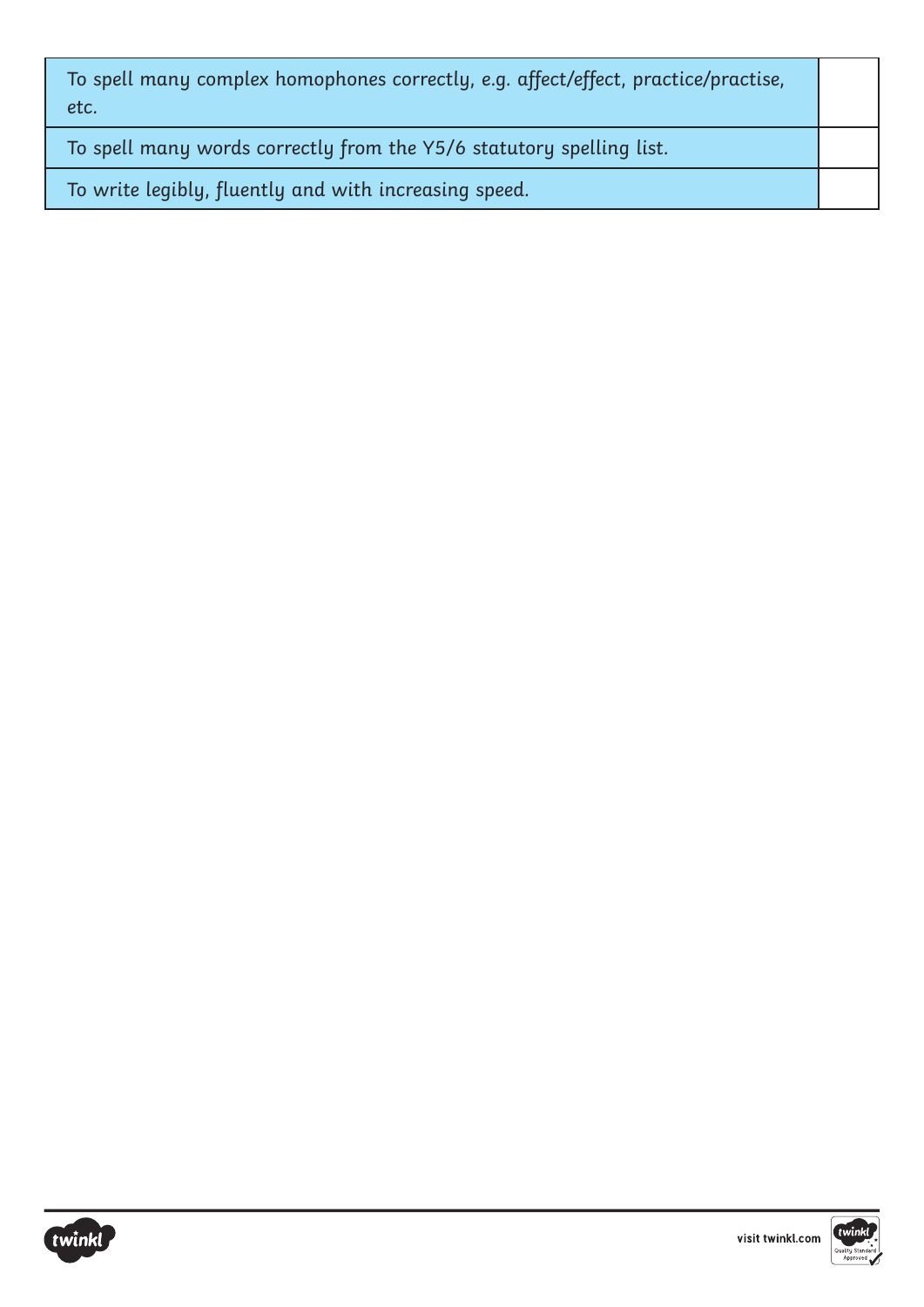| | |
|---|---|
| To spell many complex homophones correctly, e.g. affect/effect, practice/practise, etc. | |
| To spell many words correctly from the Y5/6 statutory spelling list. | |
| To write legibly, fluently and with increasing speed. | |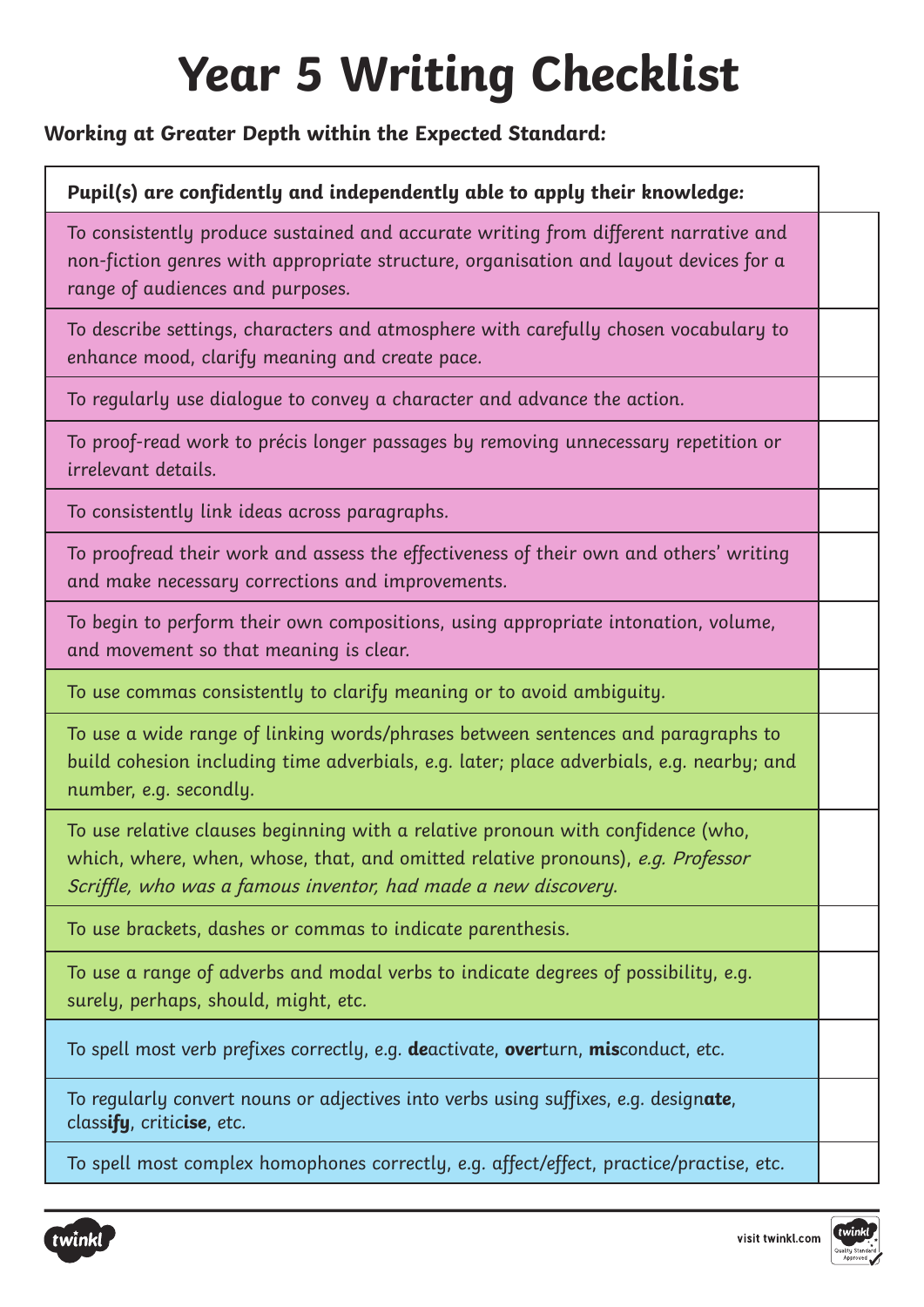# Year 5 Writing Checklist

**Working at Greater Depth within the Expected Standard:**

| **Pupil(s) are confidently and independently able to apply their knowledge:** | |
| --- | --- |
| To consistently produce sustained and accurate writing from different narrative and non-fiction genres with appropriate structure, organisation and layout devices for a range of audiences and purposes. | |
| To describe settings, characters and atmosphere with carefully chosen vocabulary to enhance mood, clarify meaning and create pace. | |
| To regularly use dialogue to convey a character and advance the action. | |
| To proof-read work to précis longer passages by removing unnecessary repetition or irrelevant details. | |
| To consistently link ideas across paragraphs. | |
| To proofread their work and assess the effectiveness of their own and others' writing and make necessary corrections and improvements. | |
| To begin to perform their own compositions, using appropriate intonation, volume, and movement so that meaning is clear. | |
| To use commas consistently to clarify meaning or to avoid ambiguity. | |
| To use a wide range of linking words/phrases between sentences and paragraphs to build cohesion including time adverbials, e.g. later; place adverbials, e.g. nearby; and number, e.g. secondly. | |
| To use relative clauses beginning with a relative pronoun with confidence (who, which, where, when, whose, that, and omitted relative pronouns), *e.g. Professor Scriffle, who was a famous inventor, had made a new discovery.* | |
| To use brackets, dashes or commas to indicate parenthesis. | |
| To use a range of adverbs and modal verbs to indicate degrees of possibility, e.g. surely, perhaps, should, might, etc. | |
| To spell most verb prefixes correctly, e.g. **de**activate, **over**turn, **mis**conduct, etc. | |
| To regularly convert nouns or adjectives into verbs using suffixes, e.g. design***ate***, class***ify***, critic***ise***, etc. | |
| To spell most complex homophones correctly, e.g. affect/effect, practice/practise, etc. | |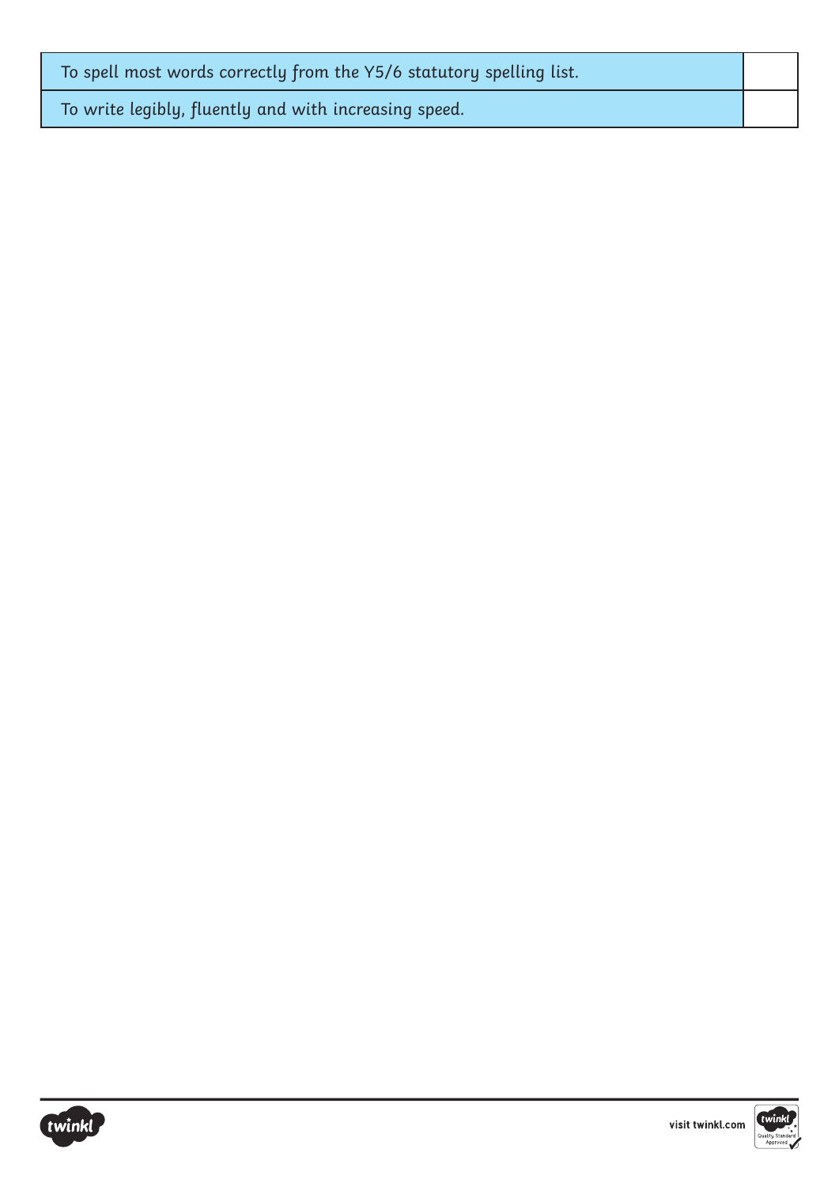| | |
|---|---|
| To spell most words correctly from the Y5/6 statutory spelling list. | |
| To write legibly, fluently and with increasing speed. | |